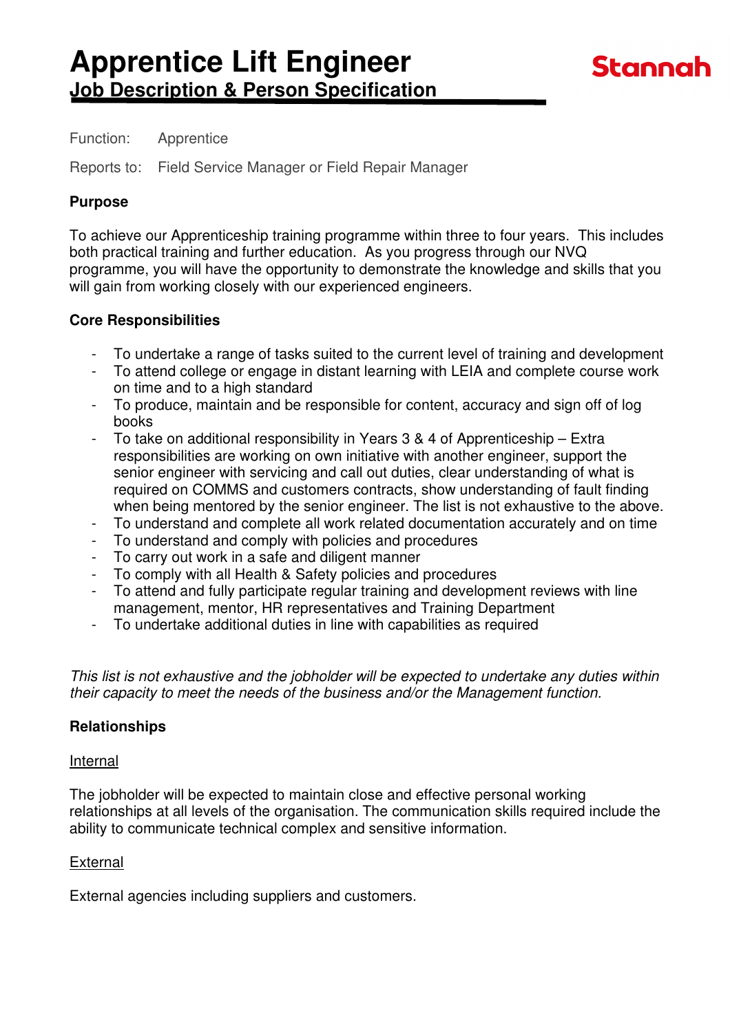# Apprentice Lift Engineer

## Job Description & Person Specification

Stannah

Function: Apprentice

Reports to: Field Service Manager or Field Repair Manager

### Purpose

To achieve our Apprenticeship training programme within three to four years. This includes both practical training and further education. As you progress through our NVQ programme, you will have the opportunity to demonstrate the knowledge and skills that you will gain from working closely with our experienced engineers.

### Core Responsibilities

- To undertake a range of tasks suited to the current level of training and development
- To attend college or engage in distant learning with LEIA and complete course work on time and to a high standard
- To produce, maintain and be responsible for content, accuracy and sign off of log books
- To take on additional responsibility in Years 3 & 4 of Apprenticeship – Extra responsibilities are working on own initiative with another engineer, support the senior engineer with servicing and call out duties, clear understanding of what is required on COMMS and customers contracts, show understanding of fault finding when being mentored by the senior engineer. The list is not exhaustive to the above.
- To understand and complete all work related documentation accurately and on time
- To understand and comply with policies and procedures
- To carry out work in a safe and diligent manner
- To comply with all Health & Safety policies and procedures
- To attend and fully participate regular training and development reviews with line management, mentor, HR representatives and Training Department
- To undertake additional duties in line with capabilities as required

*This list is not exhaustive and the jobholder will be expected to undertake any duties within their capacity to meet the needs of the business and/or the Management function.*

### Relationships

Internal

The jobholder will be expected to maintain close and effective personal working relationships at all levels of the organisation. The communication skills required include the ability to communicate technical complex and sensitive information.

External

External agencies including suppliers and customers.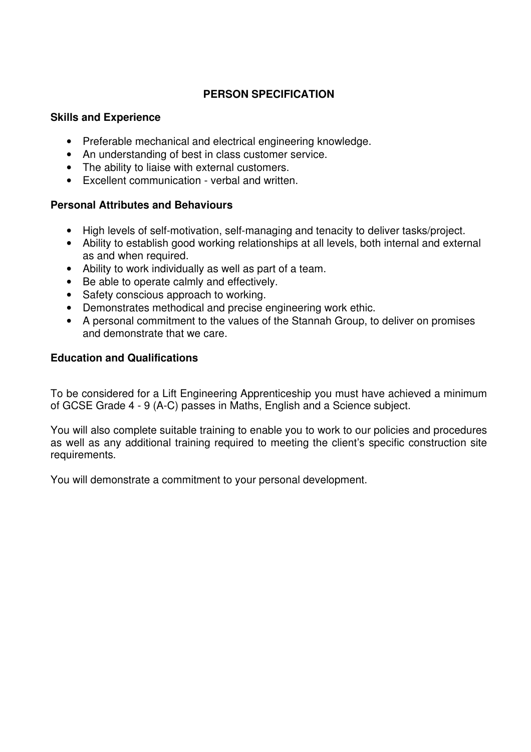## PERSON SPECIFICATION

### Skills and Experience

- Preferable mechanical and electrical engineering knowledge.
- An understanding of best in class customer service.
- The ability to liaise with external customers.
- Excellent communication - verbal and written.

### Personal Attributes and Behaviours

- High levels of self-motivation, self-managing and tenacity to deliver tasks/project.
- Ability to establish good working relationships at all levels, both internal and external as and when required.
- Ability to work individually as well as part of a team.
- Be able to operate calmly and effectively.
- Safety conscious approach to working.
- Demonstrates methodical and precise engineering work ethic.
- A personal commitment to the values of the Stannah Group, to deliver on promises and demonstrate that we care.

### Education and Qualifications

To be considered for a Lift Engineering Apprenticeship you must have achieved a minimum of GCSE Grade 4 - 9 (A-C) passes in Maths, English and a Science subject.

You will also complete suitable training to enable you to work to our policies and procedures as well as any additional training required to meeting the client's specific construction site requirements.

You will demonstrate a commitment to your personal development.